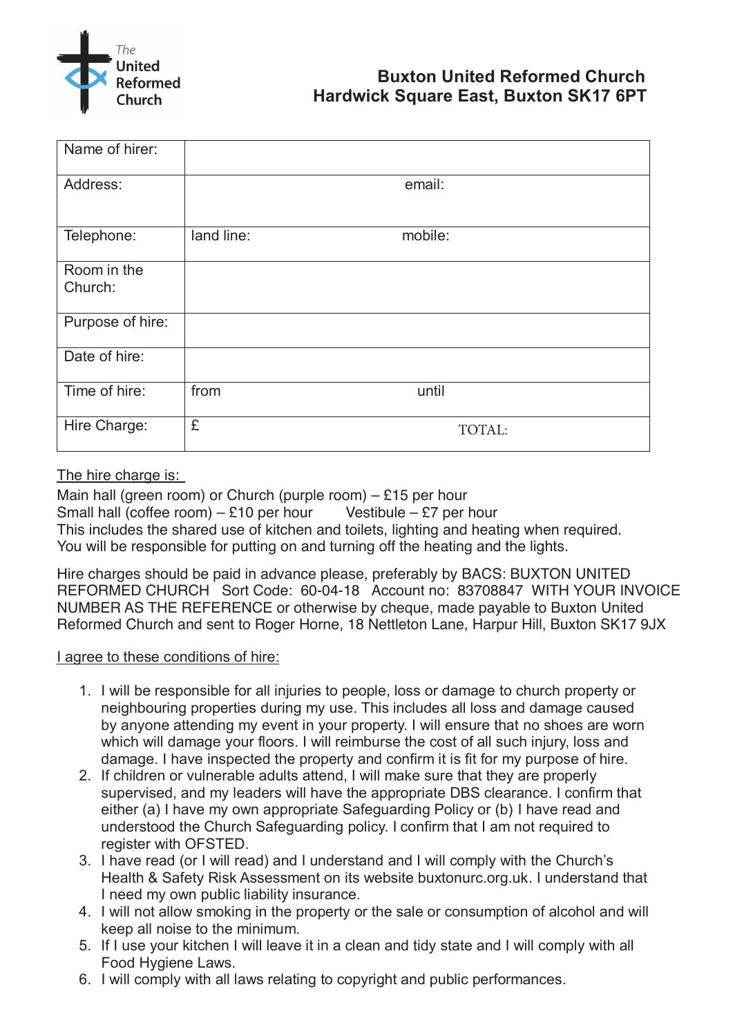# Buxton United Reformed Church
## Hardwick Square East, Buxton SK17 6PT

| | | |
|---|---|---|
| Name of hirer: | | |
| Address: | | email: |
| Telephone: | land line: | mobile: |
| Room in the Church: | | |
| Purpose of hire: | | |
| Date of hire: | | |
| Time of hire: | from | until |
| Hire Charge: | £ | TOTAL: |

<u>The hire charge is:</u>

Main hall (green room) or Church (purple room) – £15 per hour
Small hall (coffee room) – £10 per hour    Vestibule – £7 per hour
This includes the shared use of kitchen and toilets, lighting and heating when required.
You will be responsible for putting on and turning off the heating and the lights.

Hire charges should be paid in advance please, preferably by BACS: BUXTON UNITED REFORMED CHURCH Sort Code: 60-04-18 Account no: 83708847 WITH YOUR INVOICE NUMBER AS THE REFERENCE or otherwise by cheque, made payable to Buxton United Reformed Church and sent to Roger Horne, 18 Nettleton Lane, Harpur Hill, Buxton SK17 9JX

<u>I agree to these conditions of hire:</u>

1. I will be responsible for all injuries to people, loss or damage to church property or neighbouring properties during my use. This includes all loss and damage caused by anyone attending my event in your property. I will ensure that no shoes are worn which will damage your floors. I will reimburse the cost of all such injury, loss and damage. I have inspected the property and confirm it is fit for my purpose of hire.
2. If children or vulnerable adults attend, I will make sure that they are properly supervised, and my leaders will have the appropriate DBS clearance. I confirm that either (a) I have my own appropriate Safeguarding Policy or (b) I have read and understood the Church Safeguarding policy. I confirm that I am not required to register with OFSTED.
3. I have read (or I will read) and I understand and I will comply with the Church's Health & Safety Risk Assessment on its website buxtonurc.org.uk. I understand that I need my own public liability insurance.
4. I will not allow smoking in the property or the sale or consumption of alcohol and will keep all noise to the minimum.
5. If I use your kitchen I will leave it in a clean and tidy state and I will comply with all Food Hygiene Laws.
6. I will comply with all laws relating to copyright and public performances.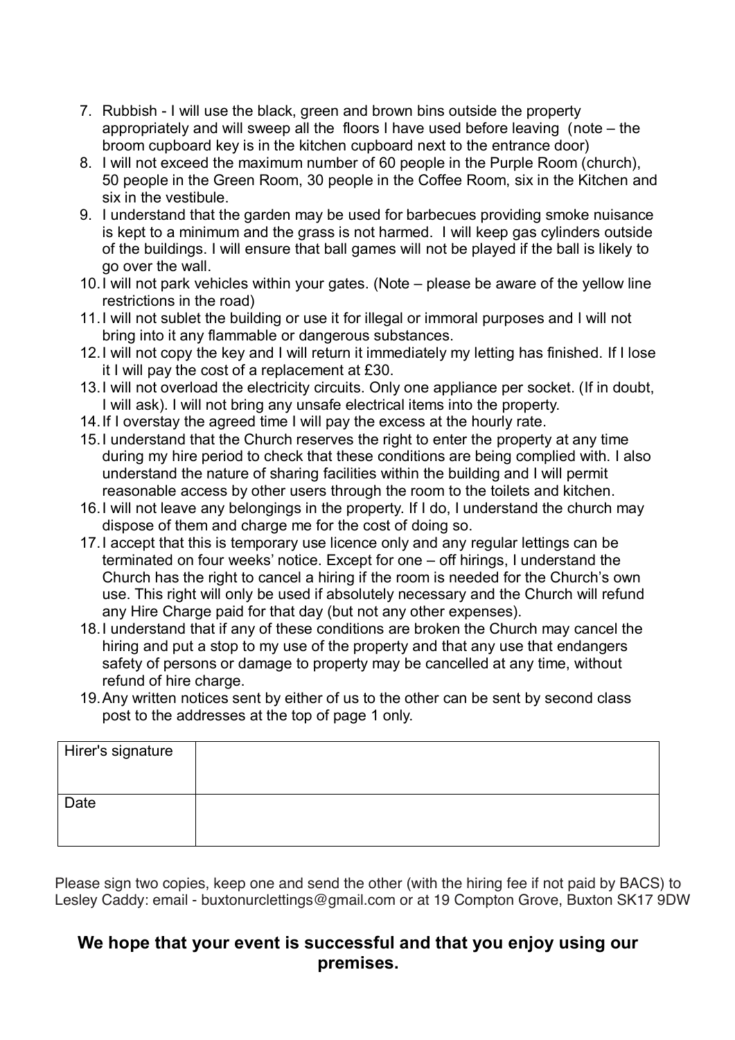7. Rubbish - I will use the black, green and brown bins outside the property appropriately and will sweep all the floors I have used before leaving (note – the broom cupboard key is in the kitchen cupboard next to the entrance door)
8. I will not exceed the maximum number of 60 people in the Purple Room (church), 50 people in the Green Room, 30 people in the Coffee Room, six in the Kitchen and six in the vestibule.
9. I understand that the garden may be used for barbecues providing smoke nuisance is kept to a minimum and the grass is not harmed. I will keep gas cylinders outside of the buildings. I will ensure that ball games will not be played if the ball is likely to go over the wall.
10. I will not park vehicles within your gates. (Note – please be aware of the yellow line restrictions in the road)
11. I will not sublet the building or use it for illegal or immoral purposes and I will not bring into it any flammable or dangerous substances.
12. I will not copy the key and I will return it immediately my letting has finished. If I lose it I will pay the cost of a replacement at £30.
13. I will not overload the electricity circuits. Only one appliance per socket. (If in doubt, I will ask). I will not bring any unsafe electrical items into the property.
14. If I overstay the agreed time I will pay the excess at the hourly rate.
15. I understand that the Church reserves the right to enter the property at any time during my hire period to check that these conditions are being complied with. I also understand the nature of sharing facilities within the building and I will permit reasonable access by other users through the room to the toilets and kitchen.
16. I will not leave any belongings in the property. If I do, I understand the church may dispose of them and charge me for the cost of doing so.
17. I accept that this is temporary use licence only and any regular lettings can be terminated on four weeks' notice. Except for one – off hirings, I understand the Church has the right to cancel a hiring if the room is needed for the Church's own use. This right will only be used if absolutely necessary and the Church will refund any Hire Charge paid for that day (but not any other expenses).
18. I understand that if any of these conditions are broken the Church may cancel the hiring and put a stop to my use of the property and that any use that endangers safety of persons or damage to property may be cancelled at any time, without refund of hire charge.
19. Any written notices sent by either of us to the other can be sent by second class post to the addresses at the top of page 1 only.

| | |
|---|---|
| Hirer's signature | |
| Date | |

Please sign two copies, keep one and send the other (with the hiring fee if not paid by BACS) to Lesley Caddy: email - buxtonurclettings@gmail.com or at 19 Compton Grove, Buxton SK17 9DW

**We hope that your event is successful and that you enjoy using our premises.**